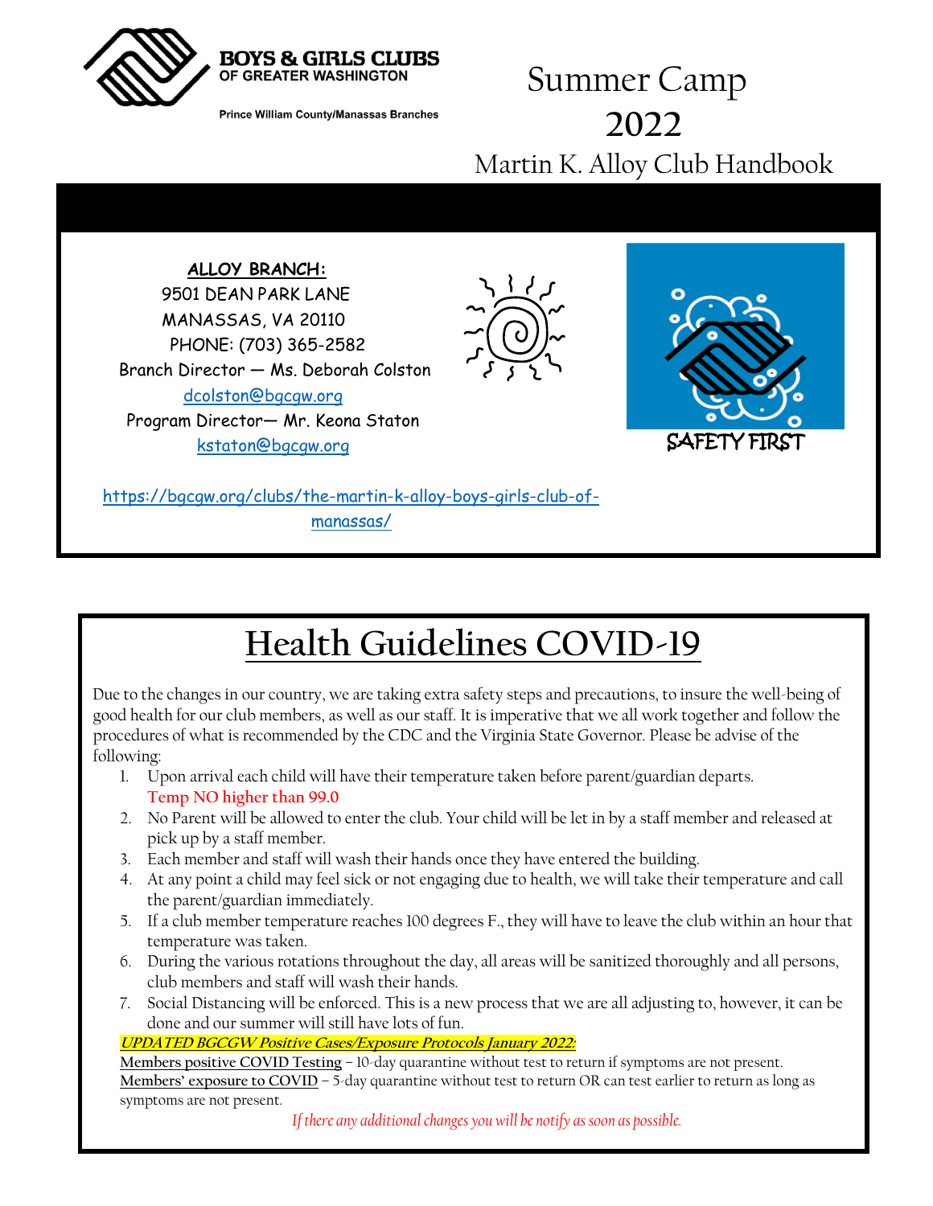**BOYS & GIRLS CLUBS**
**OF GREATER WASHINGTON**

Prince William County/Manassas Branches

# Summer Camp 2022

## Martin K. Alloy Club Handbook

**ALLOY BRANCH:**
9501 DEAN PARK LANE
MANASSAS, VA 20110
PHONE: (703) 365-2582
Branch Director — Ms. Deborah Colston
dcolston@bgcgw.org
Program Director— Mr. Keona Staton
kstaton@bgcgw.org

https://bgcgw.org/clubs/the-martin-k-alloy-boys-girls-club-of-manassas/

SAFETY FIRST

# Health Guidelines COVID-19

Due to the changes in our country, we are taking extra safety steps and precautions, to insure the well-being of good health for our club members, as well as our staff. It is imperative that we all work together and follow the procedures of what is recommended by the CDC and the Virginia State Governor. Please be advise of the following:

1. Upon arrival each child will have their temperature taken before parent/guardian departs. **Temp NO higher than 99.0**
2. No Parent will be allowed to enter the club. Your child will be let in by a staff member and released at pick up by a staff member.
3. Each member and staff will wash their hands once they have entered the building.
4. At any point a child may feel sick or not engaging due to health, we will take their temperature and call the parent/guardian immediately.
5. If a club member temperature reaches 100 degrees F., they will have to leave the club within an hour that temperature was taken.
6. During the various rotations throughout the day, all areas will be sanitized thoroughly and all persons, club members and staff will wash their hands.
7. Social Distancing will be enforced. This is a new process that we are all adjusting to, however, it can be done and our summer will still have lots of fun.

***UPDATED BGCGW Positive Cases/Exposure Protocols January 2022:***

**Members positive COVID Testing** – 10-day quarantine without test to return if symptoms are not present.
**Members' exposure to COVID** – 5-day quarantine without test to return OR can test earlier to return as long as symptoms are not present.

*If there any additional changes you will be notify as soon as possible.*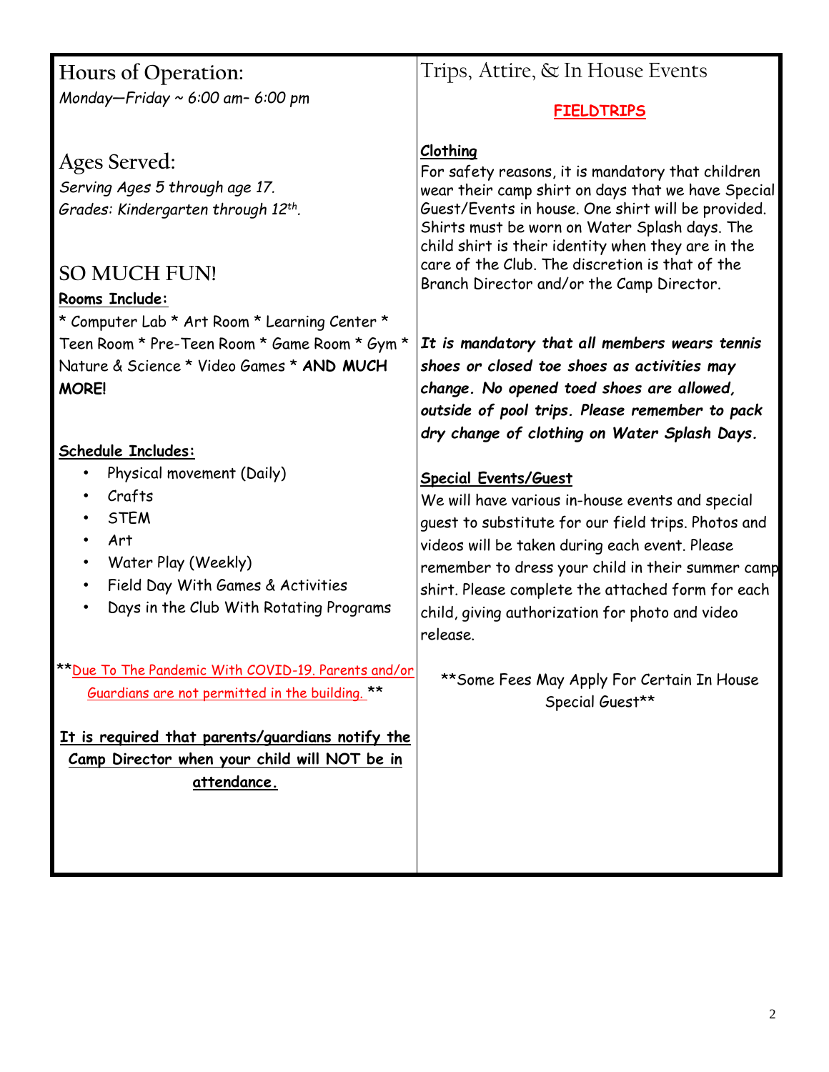## Hours of Operation:

*Monday—Friday ~ 6:00 am– 6:00 pm*

## Ages Served:

*Serving Ages 5 through age 17.*
*Grades: Kindergarten through 12th.*

## SO MUCH FUN!

**Rooms Include:**

* Computer Lab * Art Room * Learning Center * Teen Room * Pre-Teen Room * Game Room * Gym * Nature & Science * Video Games * **AND MUCH MORE!**

**Schedule Includes:**

- Physical movement (Daily)
- Crafts
- STEM
- Art
- Water Play (Weekly)
- Field Day With Games & Activities
- Days in the Club With Rotating Programs

**Due To The Pandemic With COVID-19. Parents and/or Guardians are not permitted in the building. **

**It is required that parents/guardians notify the Camp Director when your child will NOT be in attendance.**

## Trips, Attire, & In House Events

**FIELDTRIPS**

**Clothing**

For safety reasons, it is mandatory that children wear their camp shirt on days that we have Special Guest/Events in house. One shirt will be provided. Shirts must be worn on Water Splash days. The child shirt is their identity when they are in the care of the Club. The discretion is that of the Branch Director and/or the Camp Director.

***It is mandatory that all members wears tennis shoes or closed toe shoes as activities may change. No opened toed shoes are allowed, outside of pool trips. Please remember to pack dry change of clothing on Water Splash Days.***

**Special Events/Guest**

We will have various in-house events and special guest to substitute for our field trips. Photos and videos will be taken during each event. Please remember to dress your child in their summer camp shirt. Please complete the attached form for each child, giving authorization for photo and video release.

**Some Fees May Apply For Certain In House Special Guest**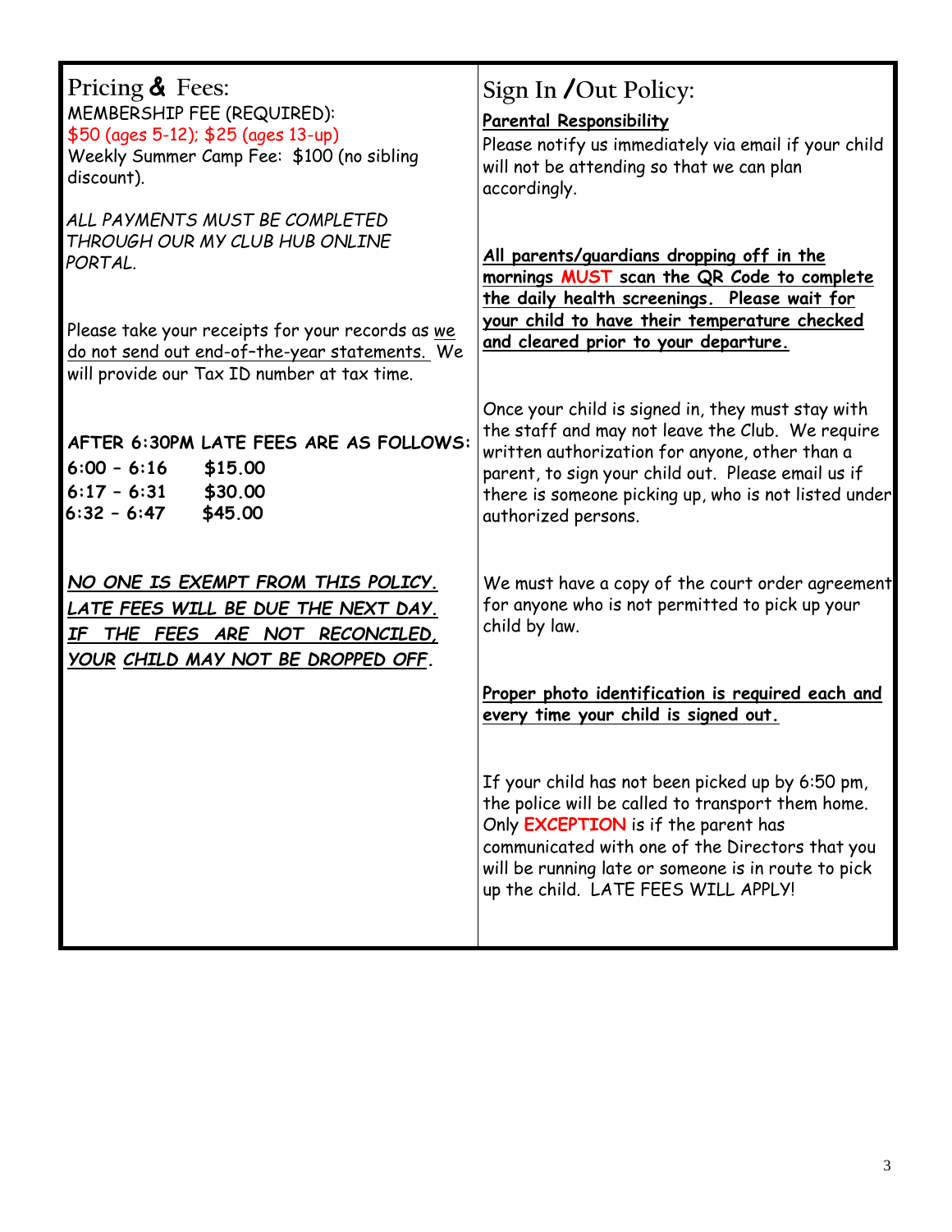## Pricing & Fees:

MEMBERSHIP FEE (REQUIRED):
$50 (ages 5-12); $25 (ages 13-up)
Weekly Summer Camp Fee: $100 (no sibling discount).

*ALL PAYMENTS MUST BE COMPLETED THROUGH OUR MY CLUB HUB ONLINE PORTAL.*

Please take your receipts for your records as we do not send out end-of-the-year statements. We will provide our Tax ID number at tax time.

**AFTER 6:30PM LATE FEES ARE AS FOLLOWS:**

| | |
|---|---|
| **6:00 – 6:16** | **$15.00** |
| **6:17 – 6:31** | **$30.00** |
| **6:32 – 6:47** | **$45.00** |

***NO ONE IS EXEMPT FROM THIS POLICY. LATE FEES WILL BE DUE THE NEXT DAY. IF THE FEES ARE NOT RECONCILED, YOUR CHILD MAY NOT BE DROPPED OFF.***

## Sign In /Out Policy:

**Parental Responsibility**

Please notify us immediately via email if your child will not be attending so that we can plan accordingly.

**All parents/guardians dropping off in the mornings MUST scan the QR Code to complete the daily health screenings. Please wait for your child to have their temperature checked and cleared prior to your departure.**

Once your child is signed in, they must stay with the staff and may not leave the Club. We require written authorization for anyone, other than a parent, to sign your child out. Please email us if there is someone picking up, who is not listed under authorized persons.

We must have a copy of the court order agreement for anyone who is not permitted to pick up your child by law.

**Proper photo identification is required each and every time your child is signed out.**

If your child has not been picked up by 6:50 pm, the police will be called to transport them home. Only **EXCEPTION** is if the parent has communicated with one of the Directors that you will be running late or someone is in route to pick up the child. LATE FEES WILL APPLY!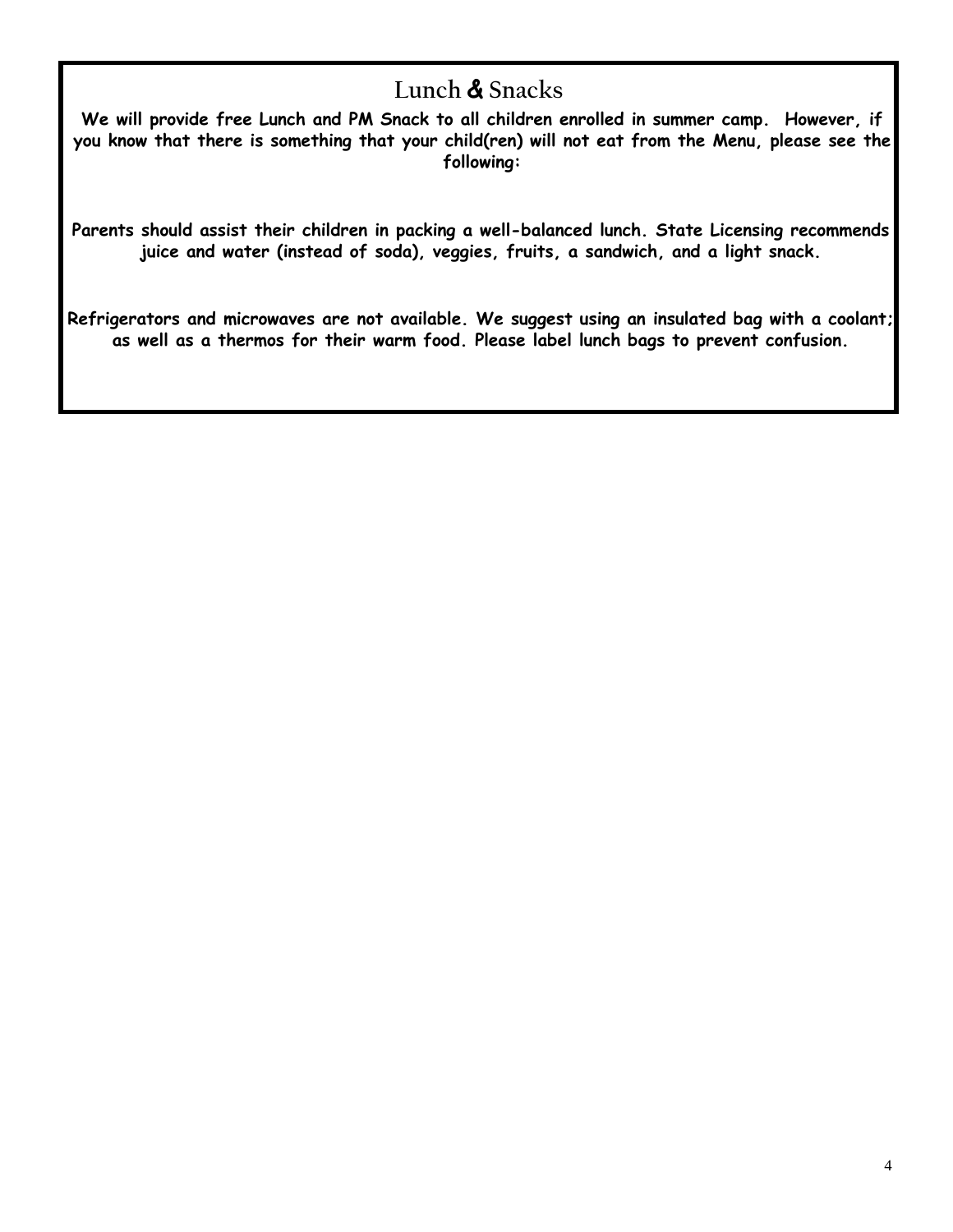## Lunch & Snacks

**We will provide free Lunch and PM Snack to all children enrolled in summer camp. However, if you know that there is something that your child(ren) will not eat from the Menu, please see the following:**

**Parents should assist their children in packing a well-balanced lunch. State Licensing recommends juice and water (instead of soda), veggies, fruits, a sandwich, and a light snack.**

**Refrigerators and microwaves are not available. We suggest using an insulated bag with a coolant; as well as a thermos for their warm food. Please label lunch bags to prevent confusion.**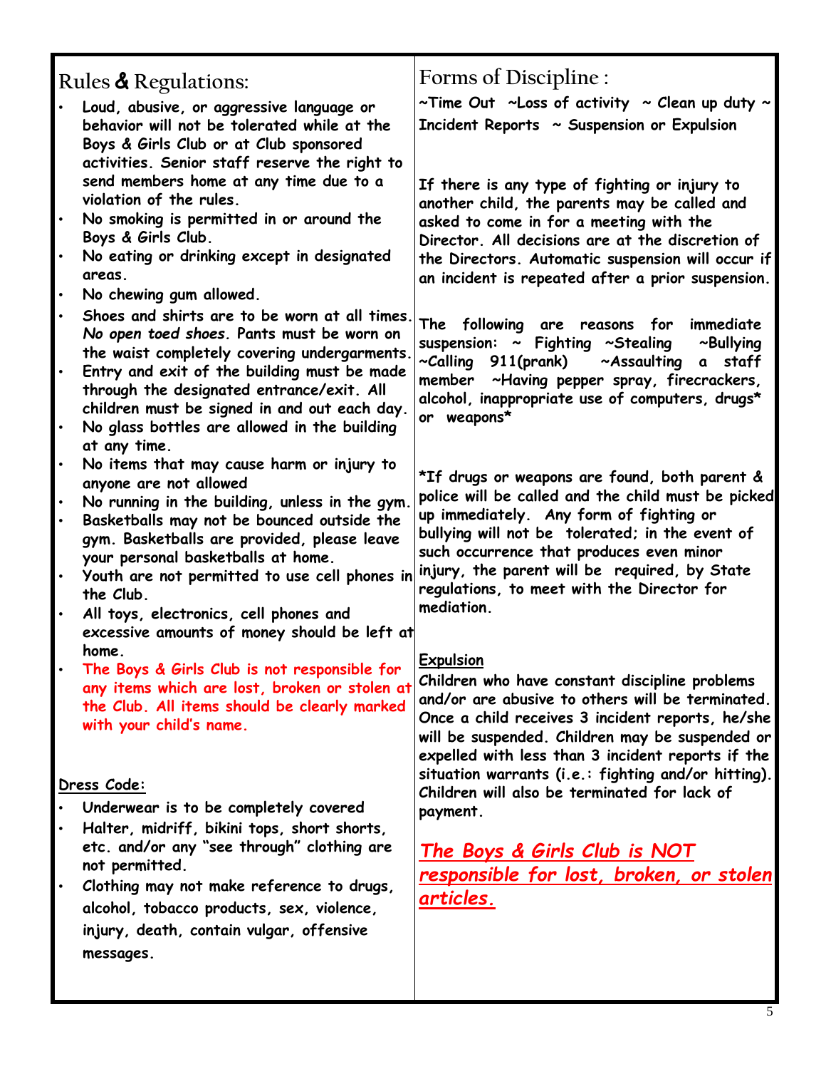## Rules & Regulations:

- **Loud, abusive, or aggressive language or behavior will not be tolerated while at the Boys & Girls Club or at Club sponsored activities. Senior staff reserve the right to send members home at any time due to a violation of the rules.**
- **No smoking is permitted in or around the Boys & Girls Club.**
- **No eating or drinking except in designated areas.**
- **No chewing gum allowed.**
- **Shoes and shirts are to be worn at all times.** ***No open toed shoes.*** **Pants must be worn on the waist completely covering undergarments.**
- **Entry and exit of the building must be made through the designated entrance/exit. All children must be signed in and out each day.**
- **No glass bottles are allowed in the building at any time.**
- **No items that may cause harm or injury to anyone are not allowed**
- **No running in the building, unless in the gym.**
- **Basketballs may not be bounced outside the gym. Basketballs are provided, please leave your personal basketballs at home.**
- **Youth are not permitted to use cell phones in the Club.**
- **All toys, electronics, cell phones and excessive amounts of money should be left at home.**
- **The Boys & Girls Club is not responsible for any items which are lost, broken or stolen at the Club. All items should be clearly marked with your child's name.**

**Dress Code:**

- **Underwear is to be completely covered**
- **Halter, midriff, bikini tops, short shorts, etc. and/or any "see through" clothing are not permitted.**
- **Clothing may not make reference to drugs, alcohol, tobacco products, sex, violence, injury, death, contain vulgar, offensive messages.**

## Forms of Discipline :

**~Time Out ~Loss of activity ~ Clean up duty ~ Incident Reports ~ Suspension or Expulsion**

**If there is any type of fighting or injury to another child, the parents may be called and asked to come in for a meeting with the Director. All decisions are at the discretion of the Directors. Automatic suspension will occur if an incident is repeated after a prior suspension.**

**The following are reasons for immediate suspension: ~ Fighting ~Stealing ~Bullying ~Calling 911(prank) ~Assaulting a staff member ~Having pepper spray, firecrackers, alcohol, inappropriate use of computers, drugs* or weapons***

**\*If drugs or weapons are found, both parent & police will be called and the child must be picked up immediately. Any form of fighting or bullying will not be tolerated; in the event of such occurrence that produces even minor injury, the parent will be required, by State regulations, to meet with the Director for mediation.**

**Expulsion**

**Children who have constant discipline problems and/or are abusive to others will be terminated. Once a child receives 3 incident reports, he/she will be suspended. Children may be suspended or expelled with less than 3 incident reports if the situation warrants (i.e.: fighting and/or hitting). Children will also be terminated for lack of payment.**

***The Boys & Girls Club is NOT responsible for lost, broken, or stolen articles.***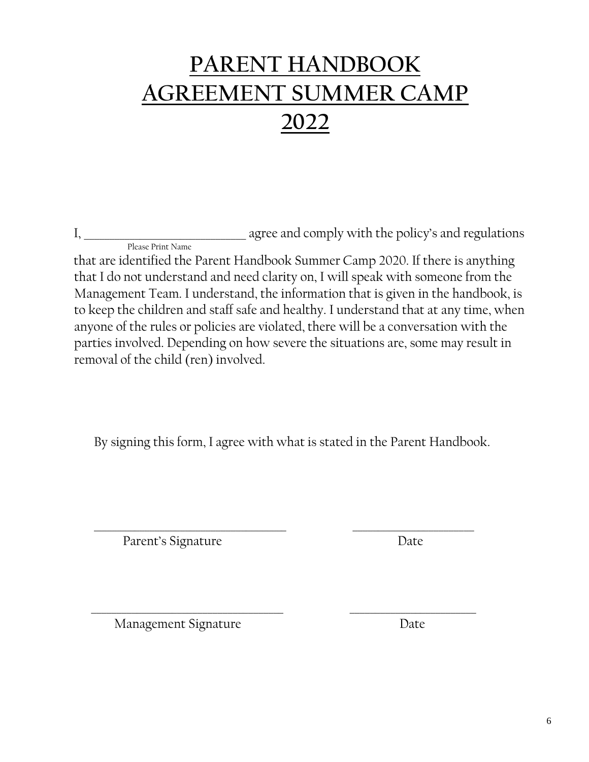# PARENT HANDBOOK AGREEMENT SUMMER CAMP 2022

I, ___________________________ agree and comply with the policy's and regulations
Please Print Name
that are identified the Parent Handbook Summer Camp 2020. If there is anything that I do not understand and need clarity on, I will speak with someone from the Management Team. I understand, the information that is given in the handbook, is to keep the children and staff safe and healthy. I understand that at any time, when anyone of the rules or policies are violated, there will be a conversation with the parties involved. Depending on how severe the situations are, some may result in removal of the child (ren) involved.

By signing this form, I agree with what is stated in the Parent Handbook.

_________________________________ _____________________

Parent's Signature Date

_________________________________ _____________________

Management Signature Date